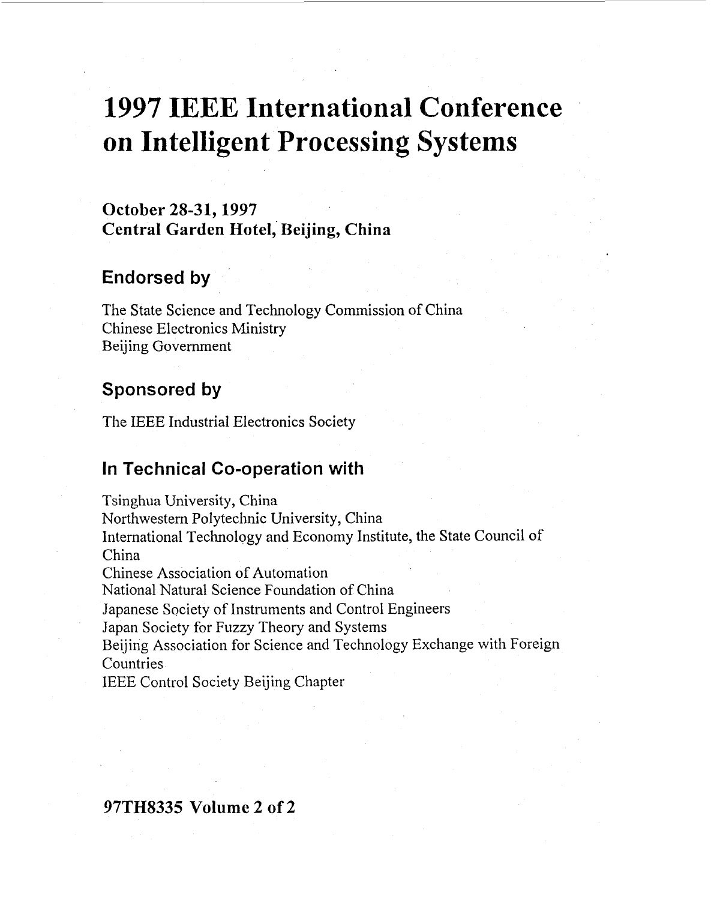# 1997 IEEE International Conference on Intelligent Processing Systems

**October 28-31, 1997**
**Central Garden Hotel, Beijing, China**

## Endorsed by

The State Science and Technology Commission of China
Chinese Electronics Ministry
Beijing Government

## Sponsored by

The IEEE Industrial Electronics Society

## In Technical Co-operation with

Tsinghua University, China
Northwestern Polytechnic University, China
International Technology and Economy Institute, the State Council of China
Chinese Association of Automation
National Natural Science Foundation of China
Japanese Society of Instruments and Control Engineers
Japan Society for Fuzzy Theory and Systems
Beijing Association for Science and Technology Exchange with Foreign Countries
IEEE Control Society Beijing Chapter

**97TH8335 Volume 2 of 2**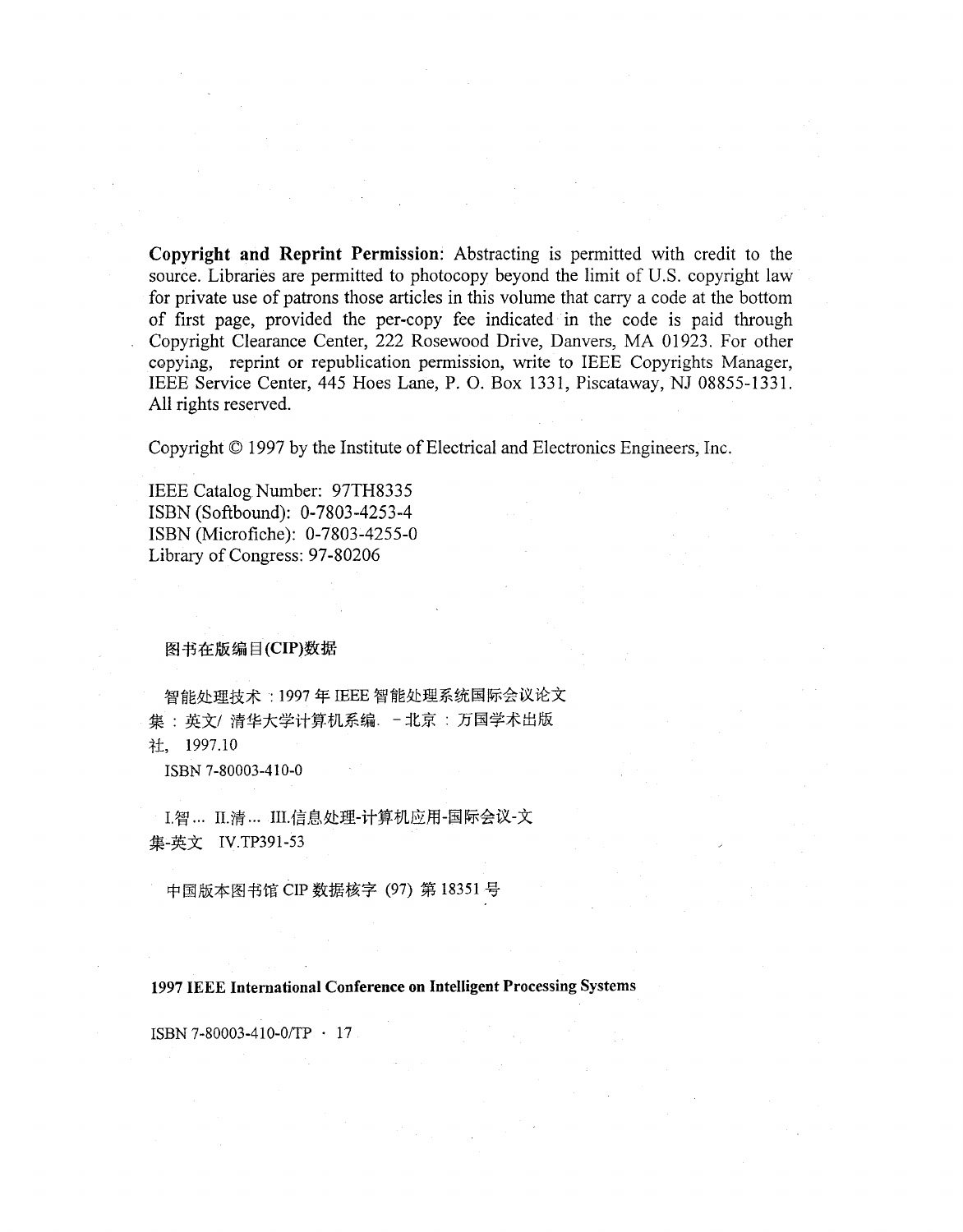**Copyright and Reprint Permission**: Abstracting is permitted with credit to the source. Libraries are permitted to photocopy beyond the limit of U.S. copyright law for private use of patrons those articles in this volume that carry a code at the bottom of first page, provided the per-copy fee indicated in the code is paid through Copyright Clearance Center, 222 Rosewood Drive, Danvers, MA 01923. For other copying, reprint or republication permission, write to IEEE Copyrights Manager, IEEE Service Center, 445 Hoes Lane, P. O. Box 1331, Piscataway, NJ 08855-1331. All rights reserved.

Copyright © 1997 by the Institute of Electrical and Electronics Engineers, Inc.

IEEE Catalog Number: 97TH8335
ISBN (Softbound): 0-7803-4253-4
ISBN (Microfiche): 0-7803-4255-0
Library of Congress: 97-80206

**图书在版编目(CIP)数据**

智能处理技术：1997 年 IEEE 智能处理系统国际会议论文集：英文/ 清华大学计算机系编. －北京：万国学术出版社, 1997.10

ISBN 7-80003-410-0

I.智… II.清… III.信息处理-计算机应用-国际会议-文集-英文 IV.TP391-53

中国版本图书馆 CIP 数据核字 (97) 第 18351 号

**1997 IEEE International Conference on Intelligent Processing Systems**

ISBN 7-80003-410-0/TP · 17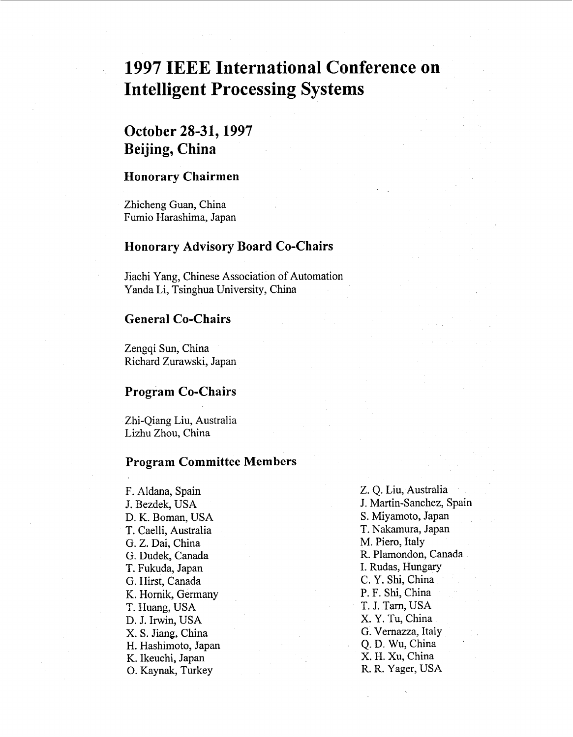# 1997 IEEE International Conference on Intelligent Processing Systems

## October 28-31, 1997
## Beijing, China

### Honorary Chairmen

Zhicheng Guan, China
Fumio Harashima, Japan

### Honorary Advisory Board Co-Chairs

Jiachi Yang, Chinese Association of Automation
Yanda Li, Tsinghua University, China

### General Co-Chairs

Zengqi Sun, China
Richard Zurawski, Japan

### Program Co-Chairs

Zhi-Qiang Liu, Australia
Lizhu Zhou, China

### Program Committee Members

F. Aldana, Spain
J. Bezdek, USA
D. K. Boman, USA
T. Caelli, Australia
G. Z. Dai, China
G. Dudek, Canada
T. Fukuda, Japan
G. Hirst, Canada
K. Hornik, Germany
T. Huang, USA
D. J. Irwin, USA
X. S. Jiang, China
H. Hashimoto, Japan
K. Ikeuchi, Japan
O. Kaynak, Turkey
Z. Q. Liu, Australia
J. Martin-Sanchez, Spain
S. Miyamoto, Japan
T. Nakamura, Japan
M. Piero, Italy
R. Plamondon, Canada
I. Rudas, Hungary
C. Y. Shi, China
P. F. Shi, China
T. J. Tarn, USA
X. Y. Tu, China
G. Vernazza, Italy
Q. D. Wu, China
X. H. Xu, China
R. R. Yager, USA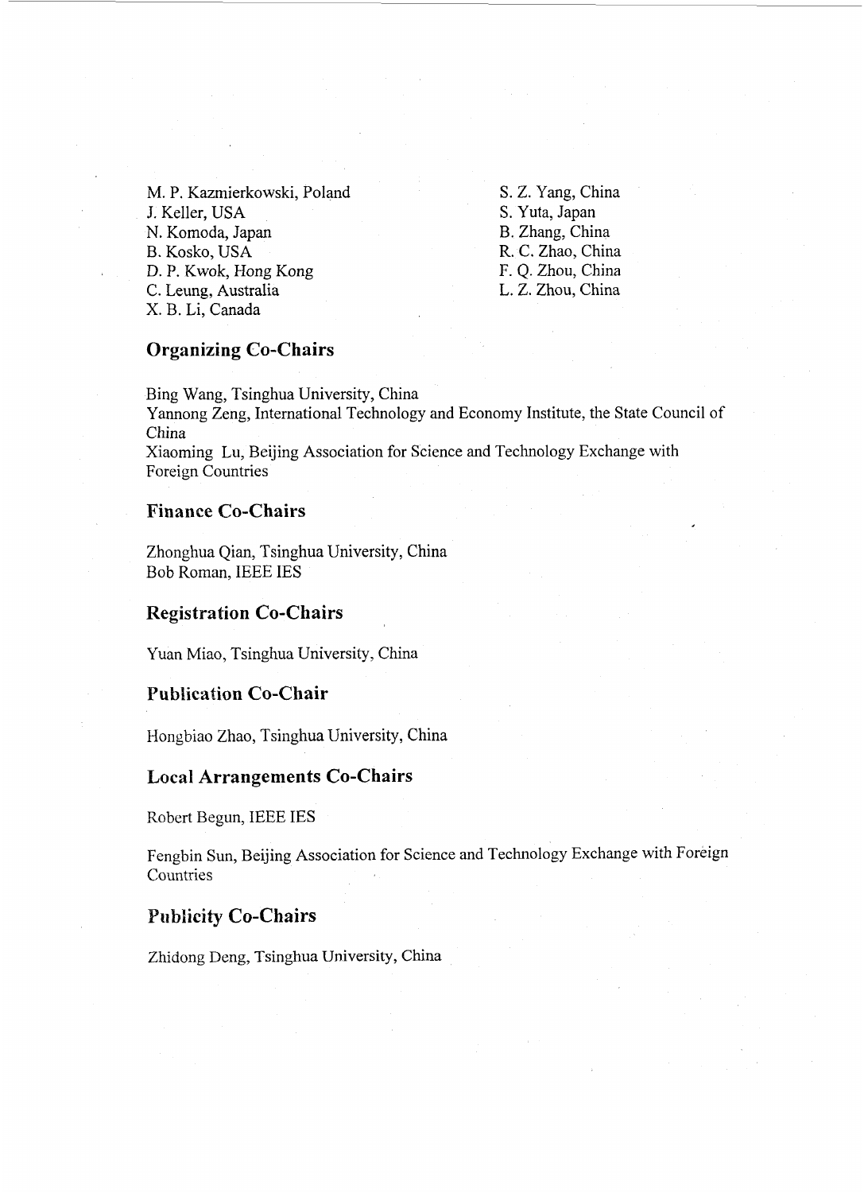M. P. Kazmierkowski, Poland
J. Keller, USA
N. Komoda, Japan
B. Kosko, USA
D. P. Kwok, Hong Kong
C. Leung, Australia
X. B. Li, Canada
S. Z. Yang, China
S. Yuta, Japan
B. Zhang, China
R. C. Zhao, China
F. Q. Zhou, China
L. Z. Zhou, China

## Organizing Co-Chairs

Bing Wang, Tsinghua University, China
Yannong Zeng, International Technology and Economy Institute, the State Council of China
Xiaoming Lu, Beijing Association for Science and Technology Exchange with Foreign Countries

## Finance Co-Chairs

Zhonghua Qian, Tsinghua University, China
Bob Roman, IEEE IES

## Registration Co-Chairs

Yuan Miao, Tsinghua University, China

## Publication Co-Chair

Hongbiao Zhao, Tsinghua University, China

## Local Arrangements Co-Chairs

Robert Begun, IEEE IES

Fengbin Sun, Beijing Association for Science and Technology Exchange with Foreign Countries

## Publicity Co-Chairs

Zhidong Deng, Tsinghua University, China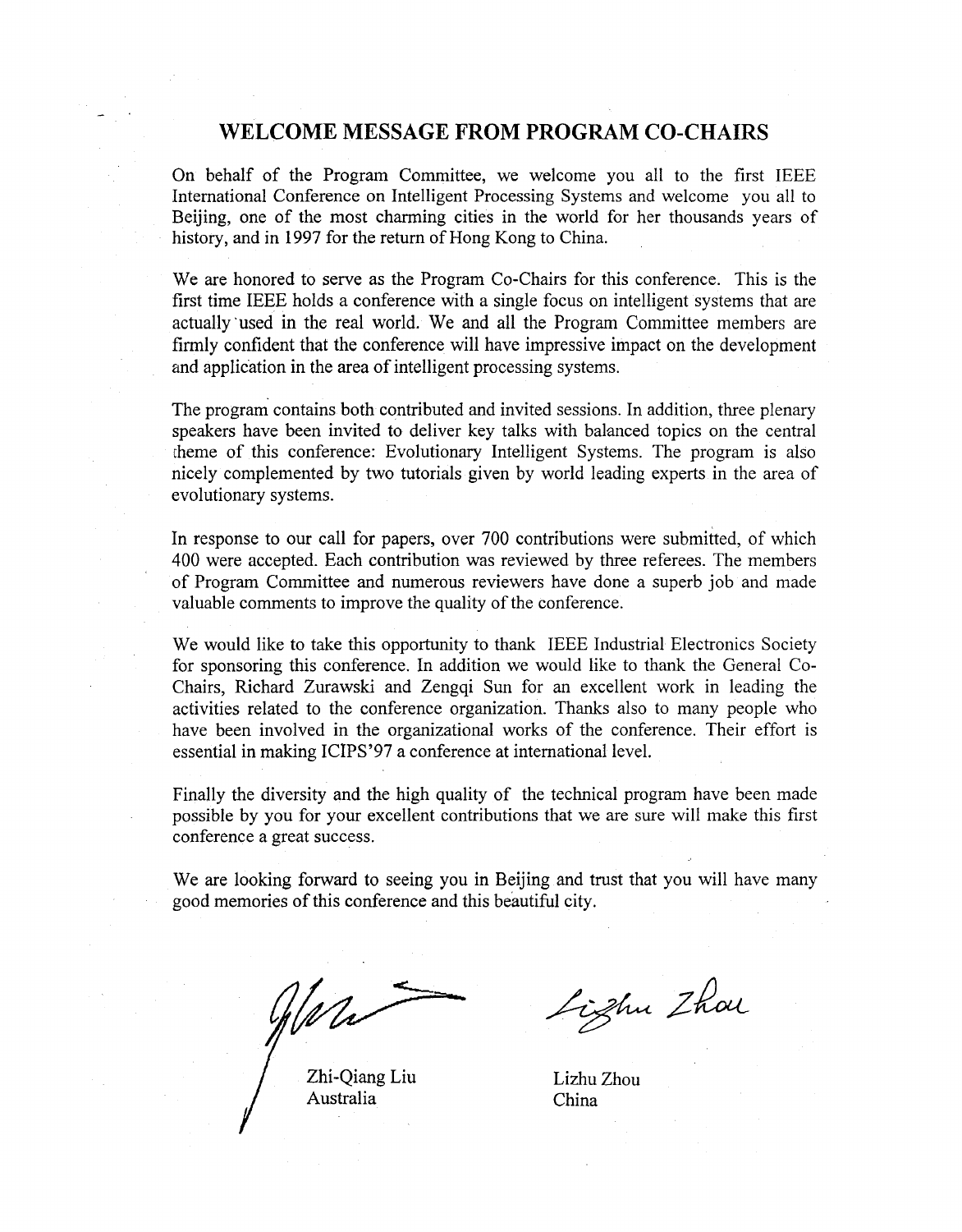## WELCOME MESSAGE FROM PROGRAM CO-CHAIRS

On behalf of the Program Committee, we welcome you all to the first IEEE International Conference on Intelligent Processing Systems and welcome you all to Beijing, one of the most charming cities in the world for her thousands years of history, and in 1997 for the return of Hong Kong to China.

We are honored to serve as the Program Co-Chairs for this conference. This is the first time IEEE holds a conference with a single focus on intelligent systems that are actually used in the real world. We and all the Program Committee members are firmly confident that the conference will have impressive impact on the development and application in the area of intelligent processing systems.

The program contains both contributed and invited sessions. In addition, three plenary speakers have been invited to deliver key talks with balanced topics on the central theme of this conference: Evolutionary Intelligent Systems. The program is also nicely complemented by two tutorials given by world leading experts in the area of evolutionary systems.

In response to our call for papers, over 700 contributions were submitted, of which 400 were accepted. Each contribution was reviewed by three referees. The members of Program Committee and numerous reviewers have done a superb job and made valuable comments to improve the quality of the conference.

We would like to take this opportunity to thank IEEE Industrial Electronics Society for sponsoring this conference. In addition we would like to thank the General Co-Chairs, Richard Zurawski and Zengqi Sun for an excellent work in leading the activities related to the conference organization. Thanks also to many people who have been involved in the organizational works of the conference. Their effort is essential in making ICIPS'97 a conference at international level.

Finally the diversity and the high quality of the technical program have been made possible by you for your excellent contributions that we are sure will make this first conference a great success.

We are looking forward to seeing you in Beijing and trust that you will have many good memories of this conference and this beautiful city.

Zhi-Qiang Liu
Australia

Lizhu Zhou
China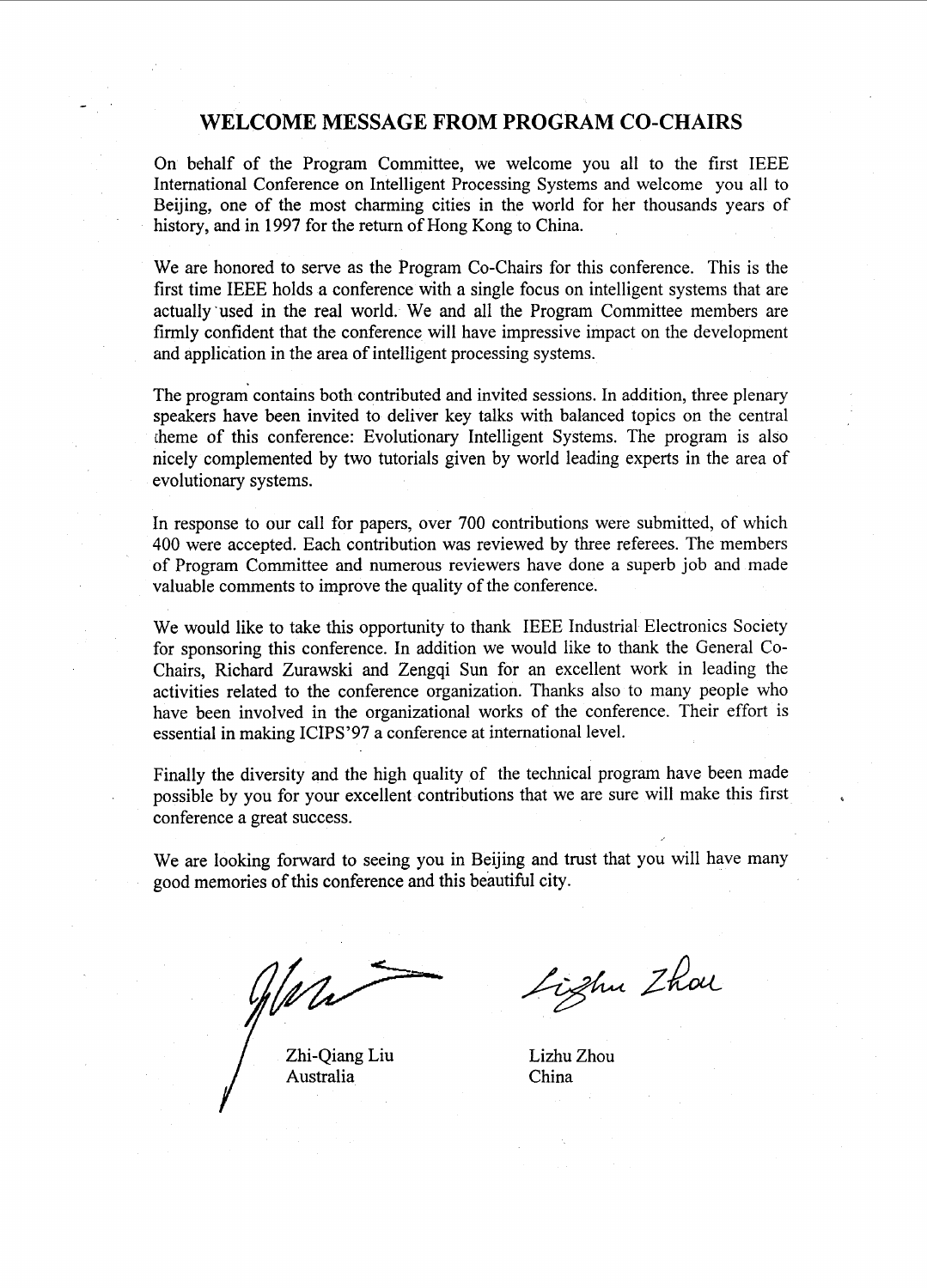# WELCOME MESSAGE FROM PROGRAM CO-CHAIRS

On behalf of the Program Committee, we welcome you all to the first IEEE International Conference on Intelligent Processing Systems and welcome you all to Beijing, one of the most charming cities in the world for her thousands years of history, and in 1997 for the return of Hong Kong to China.

We are honored to serve as the Program Co-Chairs for this conference. This is the first time IEEE holds a conference with a single focus on intelligent systems that are actually used in the real world. We and all the Program Committee members are firmly confident that the conference will have impressive impact on the development and application in the area of intelligent processing systems.

The program contains both contributed and invited sessions. In addition, three plenary speakers have been invited to deliver key talks with balanced topics on the central theme of this conference: Evolutionary Intelligent Systems. The program is also nicely complemented by two tutorials given by world leading experts in the area of evolutionary systems.

In response to our call for papers, over 700 contributions were submitted, of which 400 were accepted. Each contribution was reviewed by three referees. The members of Program Committee and numerous reviewers have done a superb job and made valuable comments to improve the quality of the conference.

We would like to take this opportunity to thank IEEE Industrial Electronics Society for sponsoring this conference. In addition we would like to thank the General Co-Chairs, Richard Zurawski and Zengqi Sun for an excellent work in leading the activities related to the conference organization. Thanks also to many people who have been involved in the organizational works of the conference. Their effort is essential in making ICIPS'97 a conference at international level.

Finally the diversity and the high quality of the technical program have been made possible by you for your excellent contributions that we are sure will make this first conference a great success.

We are looking forward to seeing you in Beijing and trust that you will have many good memories of this conference and this beautiful city.

Zhi-Qiang Liu
Australia

Lizhu Zhou
China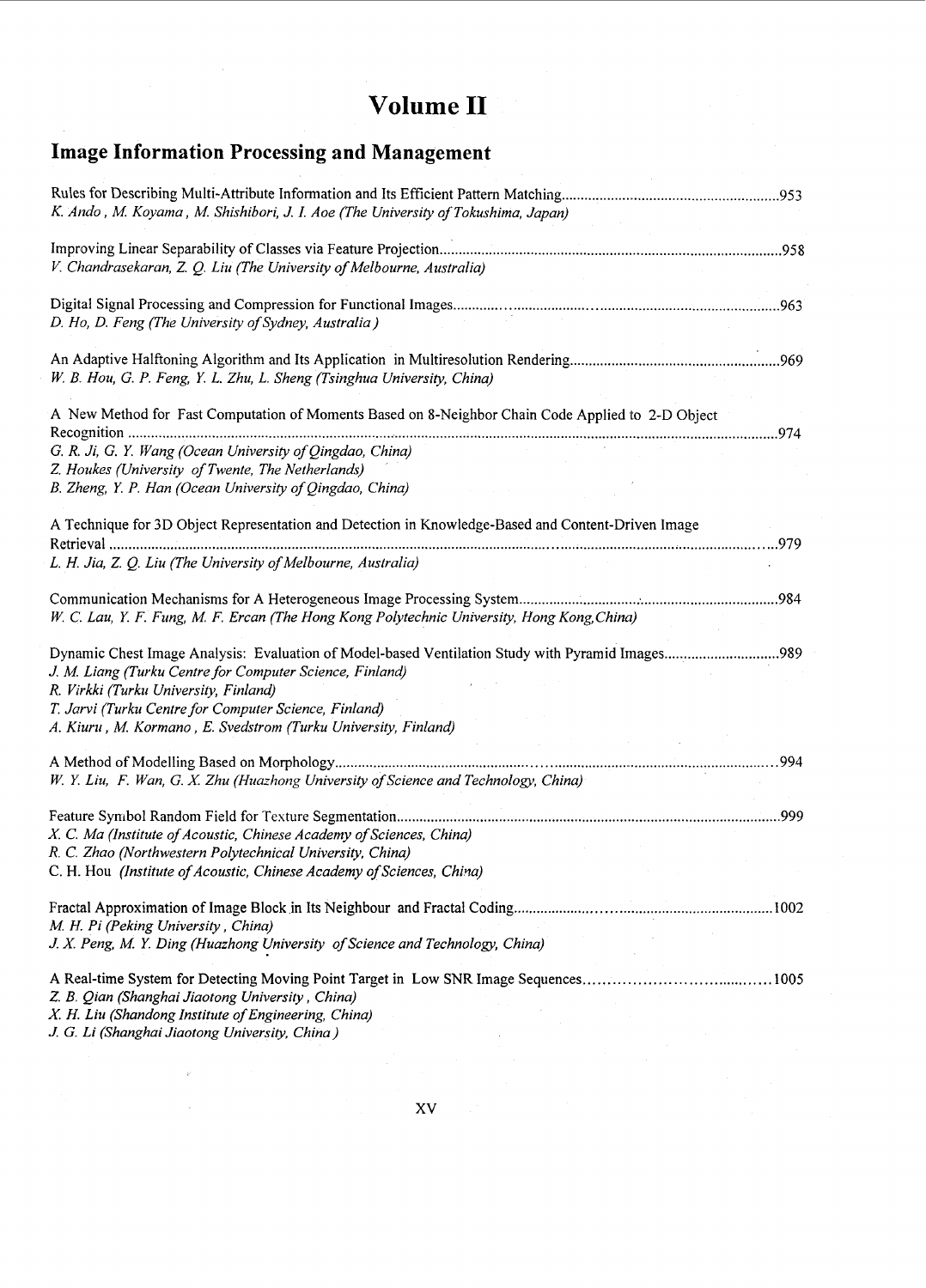# Volume II

## Image Information Processing and Management

Rules for Describing Multi-Attribute Information and Its Efficient Pattern Matching........................................................953
*K. Ando , M. Koyama , M. Shishibori, J. I. Aoe (The University of Tokushima, Japan)*

Improving Linear Separability of Classes via Feature Projection........................................................................................958
*V. Chandrasekaran, Z. Q. Liu (The University of Melbourne, Australia)*

Digital Signal Processing and Compression for Functional Images......................................................................................963
*D. Ho, D. Feng (The University of Sydney, Australia )*

An Adaptive Halftoning Algorithm and Its Application in Multiresolution Rendering......................................................969
*W. B. Hou, G. P. Feng, Y. L. Zhu, L. Sheng (Tsinghua University, China)*

A New Method for Fast Computation of Moments Based on 8-Neighbor Chain Code Applied to 2-D Object Recognition ......................................................................................................................................................................974
*G. R. Ji, G. Y. Wang (Ocean University of Qingdao, China)*
*Z. Houkes (University of Twente, The Netherlands)*
*B. Zheng, Y. P. Han (Ocean University of Qingdao, China)*

A Technique for 3D Object Representation and Detection in Knowledge-Based and Content-Driven Image Retrieval ..........................................................................................................................................................................979
*L. H. Jia, Z. Q. Liu (The University of Melbourne, Australia)*

Communication Mechanisms For A Heterogeneous Image Processing System......................................................................984
*W. C. Lau, Y. F. Fung, M. F. Ercan (The Hong Kong Polytechnic University, Hong Kong,China)*

Dynamic Chest Image Analysis: Evaluation of Model-based Ventilation Study with Pyramid Images..............................989
*J. M. Liang (Turku Centre for Computer Science, Finland)*
*R. Virkki (Turku University, Finland)*
*T. Jarvi (Turku Centre for Computer Science, Finland)*
*A. Kiuru , M. Kormano , E. Svedstrom (Turku University, Finland)*

A Method of Modelling Based on Morphology..........................................................................................................................994
*W. Y. Liu, F. Wan, G. X. Zhu (Huazhong University of Science and Technology, China)*

Feature Symbol Random Field for Texture Segmentation........................................................................................................999
*X. C. Ma (Institute of Acoustic, Chinese Academy of Sciences, China)*
*R. C. Zhao (Northwestern Polytechnical University, China)*
*C. H. Hou (Institute of Acoustic, Chinese Academy of Sciences, China)*

Fractal Approximation of Image Block in Its Neighbour and Fractal Coding........................................................................1002
*M. H. Pi (Peking University , China)*
*J. X. Peng, M. Y. Ding (Huazhong University of Science and Technology, China)*

A Real-time System for Detecting Moving Point Target in Low SNR Image Sequences........................................................1005
*Z. B. Qian (Shanghai Jiaotong University , China)*
*X. H. Liu (Shandong Institute of Engineering, China)*
*J. G. Li (Shanghai Jiaotong University, China )*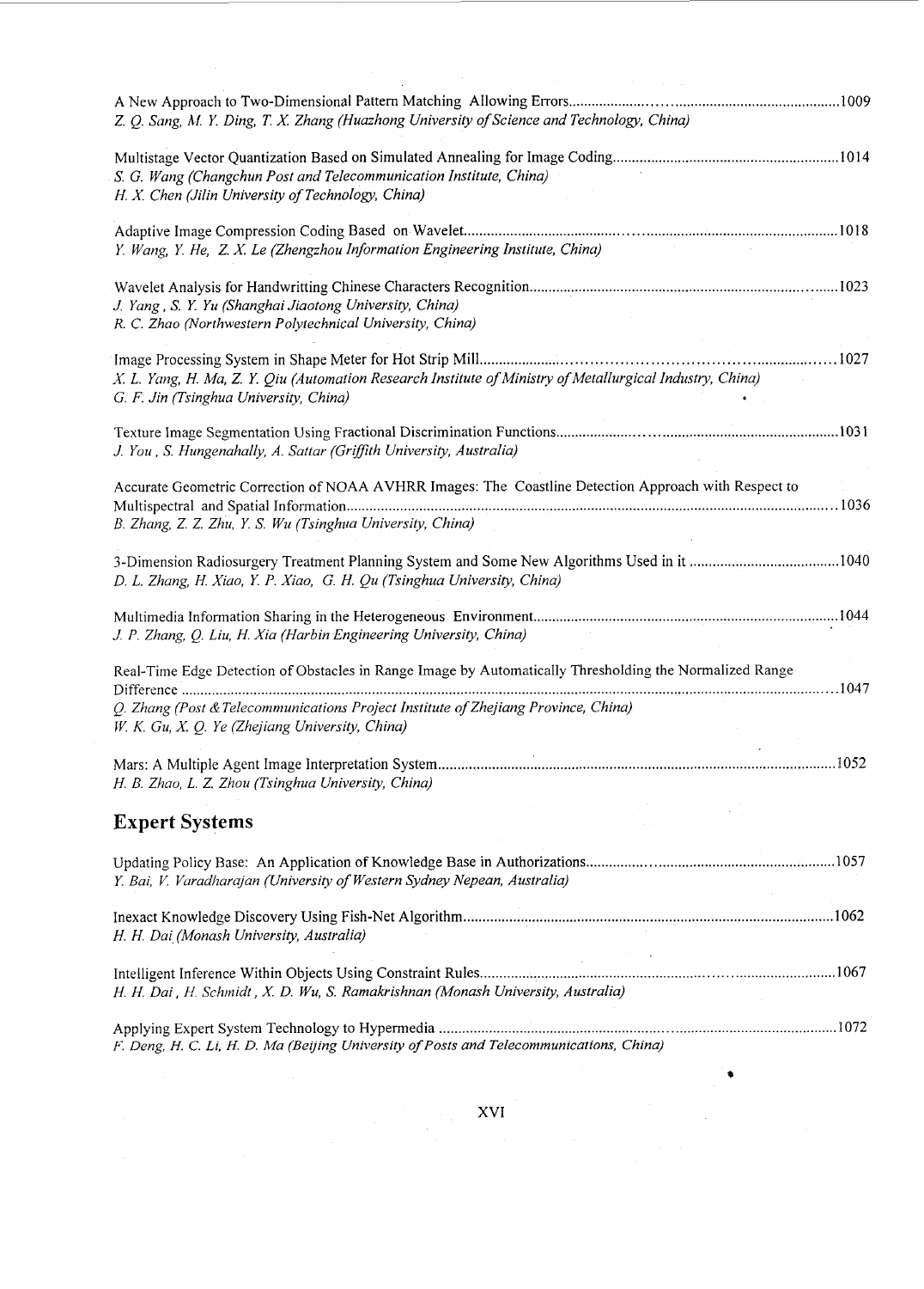A New Approach to Two-Dimensional Pattern Matching Allowing Errors ........................................ 1009
*Z. Q. Sang, M. Y. Ding, T. X. Zhang (Huazhong University of Science and Technology, China)*

Multistage Vector Quantization Based on Simulated Annealing for Image Coding ........................................ 1014
*S. G. Wang (Changchun Post and Telecommunication Institute, China)*
*H. X. Chen (Jilin University of Technology, China)*

Adaptive Image Compression Coding Based on Wavelet ........................................ 1018
*Y. Wang, Y. He, Z. X. Le (Zhengzhou Information Engineering Institute, China)*

Wavelet Analysis for Handwritting Chinese Characters Recognition ........................................ 1023
*J. Yang, S. Y. Yu (Shanghai Jiaotong University, China)*
*R. C. Zhao (Northwestern Polytechnical University, China)*

Image Processing System in Shape Meter for Hot Strip Mill ........................................ 1027
*X. L. Yang, H. Ma, Z. Y. Qiu (Automation Research Institute of Ministry of Metallurgical Industry, China)*
*G. F. Jin (Tsinghua University, China)*

Texture Image Segmentation Using Fractional Discrimination Functions ........................................ 1031
*J. You, S. Hungenahally, A. Sattar (Griffith University, Australia)*

Accurate Geometric Correction of NOAA AVHRR Images: The Coastline Detection Approach with Respect to Multispectral and Spatial Information ........................................ 1036
*B. Zhang, Z. Z. Zhu, Y. S. Wu (Tsinghua University, China)*

3-Dimension Radiosurgery Treatment Planning System and Some New Algorithms Used in it ........................................ 1040
*D. L. Zhang, H. Xiao, Y. P. Xiao, G. H. Qu (Tsinghua University, China)*

Multimedia Information Sharing in the Heterogeneous Environment ........................................ 1044
*J. P. Zhang, Q. Liu, H. Xia (Harbin Engineering University, China)*

Real-Time Edge Detection of Obstacles in Range Image by Automatically Thresholding the Normalized Range Difference ........................................ 1047
*Q. Zhang (Post & Telecommunications Project Institute of Zhejiang Province, China)*
*W. K. Gu, X. Q. Ye (Zhejiang University, China)*

Mars: A Multiple Agent Image Interpretation System ........................................ 1052
*H. B. Zhao, L. Z. Zhou (Tsinghua University, China)*

## Expert Systems

Updating Policy Base: An Application of Knowledge Base in Authorizations ........................................ 1057
*Y. Bai, V. Varadharajan (University of Western Sydney Nepean, Australia)*

Inexact Knowledge Discovery Using Fish-Net Algorithm ........................................ 1062
*H. H. Dai (Monash University, Australia)*

Intelligent Inference Within Objects Using Constraint Rules ........................................ 1067
*H. H. Dai, H. Schmidt, X. D. Wu, S. Ramakrishnan (Monash University, Australia)*

Applying Expert System Technology to Hypermedia ........................................ 1072
*F. Deng, H. C. Li, H. D. Ma (Beijing University of Posts and Telecommunications, China)*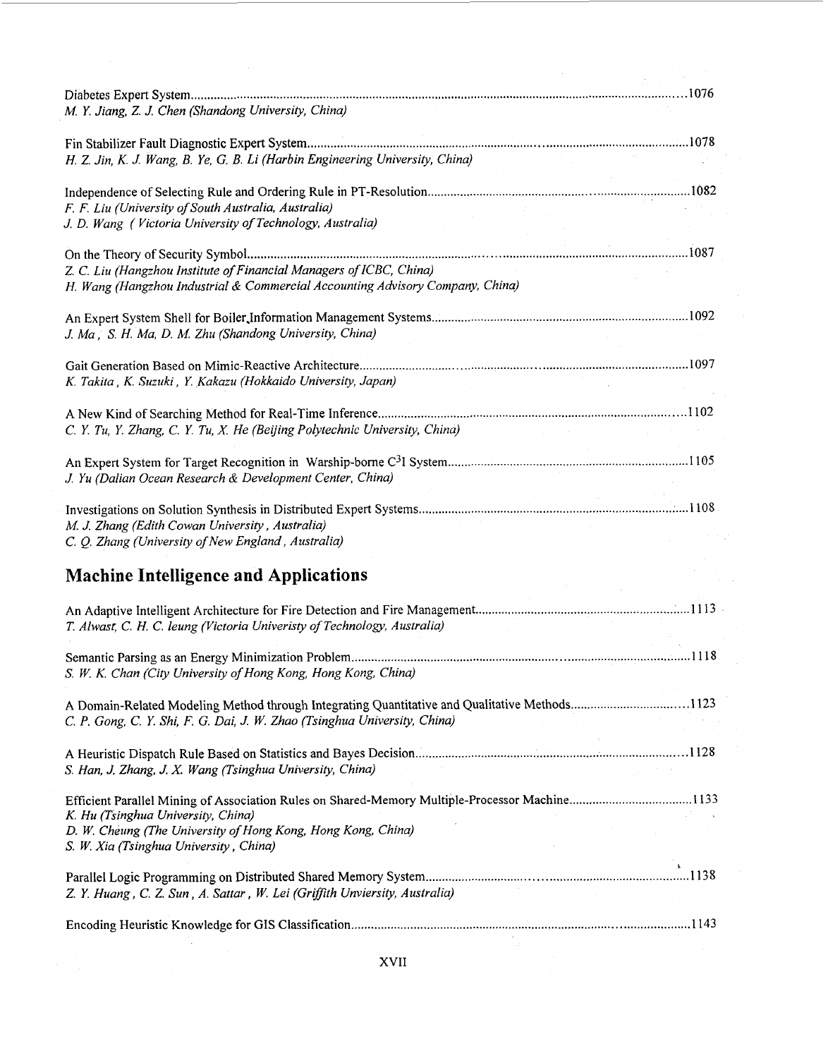Diabetes Expert System ... 1076
*M. Y. Jiang, Z. J. Chen (Shandong University, China)*

Fin Stabilizer Fault Diagnostic Expert System ... 1078
*H. Z. Jin, K. J. Wang, B. Ye, G. B. Li (Harbin Engineering University, China)*

Independence of Selecting Rule and Ordering Rule in PT-Resolution ... 1082
*F. F. Liu (University of South Australia, Australia)*
*J. D. Wang ( Victoria University of Technology, Australia)*

On the Theory of Security Symbol ... 1087
*Z. C. Liu (Hangzhou Institute of Financial Managers of ICBC, China)*
*H. Wang (Hangzhou Industrial & Commercial Accounting Advisory Company, China)*

An Expert System Shell for Boiler Information Management Systems ... 1092
*J. Ma , S. H. Ma, D. M. Zhu (Shandong University, China)*

Gait Generation Based on Mimic-Reactive Architecture ... 1097
*K. Takita , K. Suzuki , Y. Kakazu (Hokkaido University, Japan)*

A New Kind of Searching Method for Real-Time Inference ... 1102
*C. Y. Tu, Y. Zhang, C. Y. Tu, X. He (Beijing Polytechnic University, China)*

An Expert System for Target Recognition in Warship-borne $C^3I$ System ... 1105
*J. Yu (Dalian Ocean Research & Development Center, China)*

Investigations on Solution Synthesis in Distributed Expert Systems ... 1108
*M. J. Zhang (Edith Cowan University , Australia)*
*C. Q. Zhang (University of New England , Australia)*

## Machine Intelligence and Applications

An Adaptive Intelligent Architecture for Fire Detection and Fire Management ... 1113
*T. Alwast, C. H. C. leung (Victoria Univeristy of Technology, Australia)*

Semantic Parsing as an Energy Minimization Problem ... 1118
*S. W. K. Chan (City University of Hong Kong, Hong Kong, China)*

A Domain-Related Modeling Method through Integrating Quantitative and Qualitative Methods ... 1123
*C. P. Gong, C. Y. Shi, F. G. Dai, J. W. Zhao (Tsinghua University, China)*

A Heuristic Dispatch Rule Based on Statistics and Bayes Decision ... 1128
*S. Han, J. Zhang, J. X. Wang (Tsinghua University, China)*

Efficient Parallel Mining of Association Rules on Shared-Memory Multiple-Processor Machine ... 1133
*K. Hu (Tsinghua University, China)*
*D. W. Cheung (The University of Hong Kong, Hong Kong, China)*
*S. W. Xia (Tsinghua University , China)*

Parallel Logic Programming on Distributed Shared Memory System ... 1138
*Z. Y. Huang , C. Z. Sun , A. Sattar , W. Lei (Griffith Unviersity, Australia)*

Encoding Heuristic Knowledge for GIS Classification ... 1143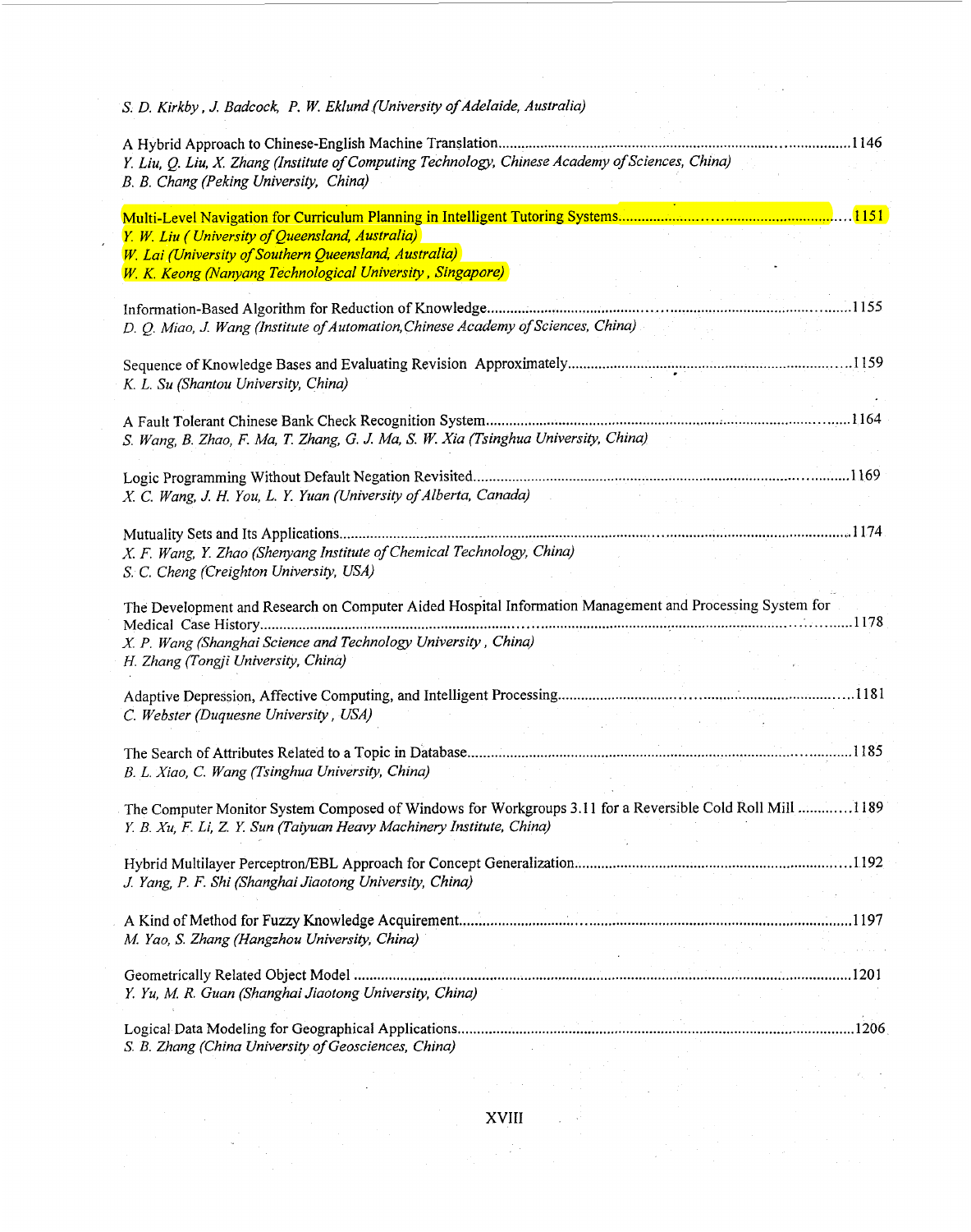*S. D. Kirkby, J. Badcock, P. W. Eklund (University of Adelaide, Australia)*

A Hybrid Approach to Chinese-English Machine Translation..........1146
*Y. Liu, Q. Liu, X. Zhang (Institute of Computing Technology, Chinese Academy of Sciences, China)*
*B. B. Chang (Peking University, China)*

Multi-Level Navigation for Curriculum Planning in Intelligent Tutoring Systems..........1151
*Y. W. Liu ( University of Queensland, Australia)*
*W. Lai (University of Southern Queensland, Australia)*
*W. K. Keong (Nanyang Technological University, Singapore)*

Information-Based Algorithm for Reduction of Knowledge..........1155
*D. Q. Miao, J. Wang (Institute of Automation,Chinese Academy of Sciences, China)*

Sequence of Knowledge Bases and Evaluating Revision Approximately..........1159
*K. L. Su (Shantou University, China)*

A Fault Tolerant Chinese Bank Check Recognition System..........1164
*S. Wang, B. Zhao, F. Ma, T. Zhang, G. J. Ma, S. W. Xia (Tsinghua University, China)*

Logic Programming Without Default Negation Revisited..........1169
*X. C. Wang, J. H. You, L. Y. Yuan (University of Alberta, Canada)*

Mutuality Sets and Its Applications..........1174
*X. F. Wang, Y. Zhao (Shenyang Institute of Chemical Technology, China)*
*S. C. Cheng (Creighton University, USA)*

The Development and Research on Computer Aided Hospital Information Management and Processing System for Medical Case History..........1178
*X. P. Wang (Shanghai Science and Technology University, China)*
*H. Zhang (Tongji University, China)*

Adaptive Depression, Affective Computing, and Intelligent Processing..........1181
*C. Webster (Duquesne University, USA)*

The Search of Attributes Related to a Topic in Database..........1185
*B. L. Xiao, C. Wang (Tsinghua University, China)*

The Computer Monitor System Composed of Windows for Workgroups 3.11 for a Reversible Cold Roll Mill ..........1189
*Y. B. Xu, F. Li, Z. Y. Sun (Taiyuan Heavy Machinery Institute, China)*

Hybrid Multilayer Perceptron/EBL Approach for Concept Generalization..........1192
*J. Yang, P. F. Shi (Shanghai Jiaotong University, China)*

A Kind of Method for Fuzzy Knowledge Acquirement..........1197
*M. Yao, S. Zhang (Hangzhou University, China)*

Geometrically Related Object Model ..........1201
*Y. Yu, M. R. Guan (Shanghai Jiaotong University, China)*

Logical Data Modeling for Geographical Applications..........1206
*S. B. Zhang (China University of Geosciences, China)*